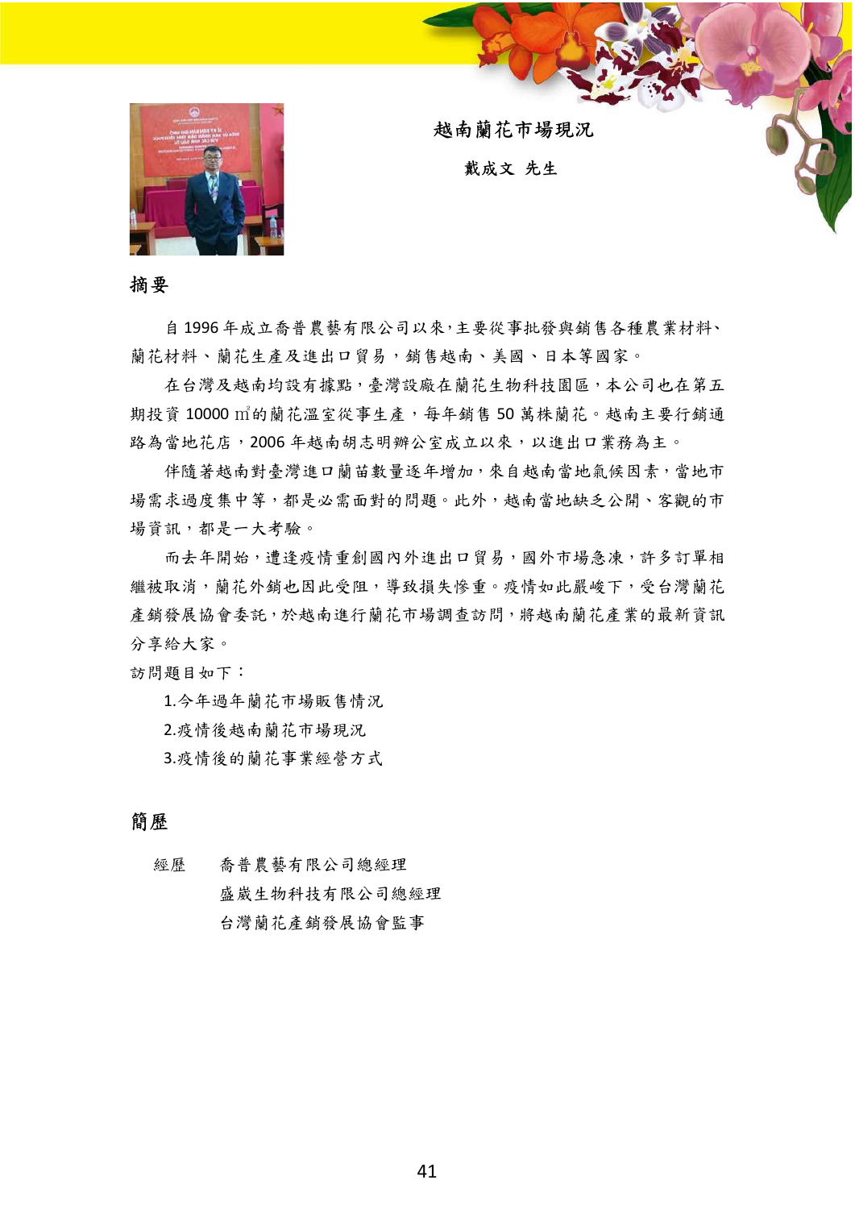# 越南蘭花市場現況

**戴成文 先生**

## 摘要

自 1996 年成立喬普農藝有限公司以來，主要從事批發與銷售各種農業材料、蘭花材料、蘭花生產及進出口貿易，銷售越南、美國、日本等國家。

在台灣及越南均設有據點，臺灣設廠在蘭花生物科技園區，本公司也在第五期投資 10000 ㎡的蘭花溫室從事生產，每年銷售 50 萬株蘭花。越南主要行銷通路為當地花店，2006 年越南胡志明辦公室成立以來，以進出口業務為主。

伴隨著越南對臺灣進口蘭苗數量逐年增加，來自越南當地氣候因素，當地市場需求過度集中等，都是必需面對的問題。此外，越南當地缺乏公開、客觀的市場資訊，都是一大考驗。

而去年開始，遭逢疫情重創國內外進出口貿易，國外市場急凍，許多訂單相繼被取消，蘭花外銷也因此受阻，導致損失慘重。疫情如此嚴峻下，受台灣蘭花產銷發展協會委託，於越南進行蘭花市場調查訪問，將越南蘭花產業的最新資訊分享給大家。

訪問題目如下：

1.今年過年蘭花市場販售情況

2.疫情後越南蘭花市場現況

3.疫情後的蘭花事業經營方式

## 簡歷

經歷　喬普農藝有限公司總經理

盛崴生物科技有限公司總經理

台灣蘭花產銷發展協會監事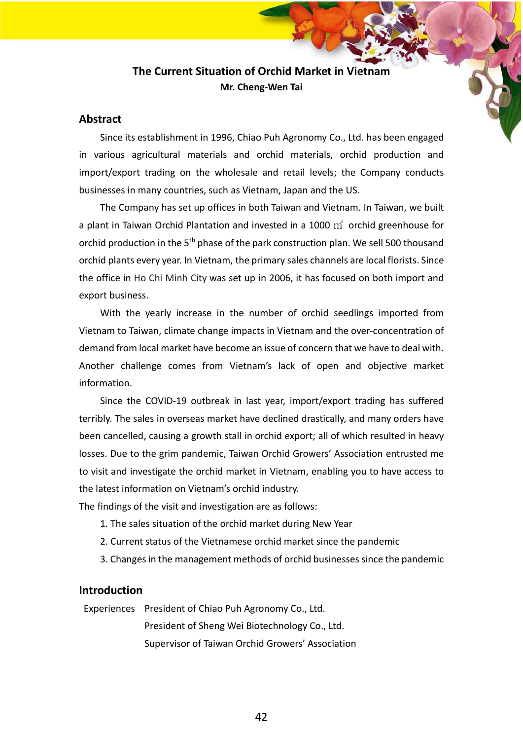# The Current Situation of Orchid Market in Vietnam

**Mr. Cheng-Wen Tai**

## Abstract

Since its establishment in 1996, Chiao Puh Agronomy Co., Ltd. has been engaged in various agricultural materials and orchid materials, orchid production and import/export trading on the wholesale and retail levels; the Company conducts businesses in many countries, such as Vietnam, Japan and the US.

The Company has set up offices in both Taiwan and Vietnam. In Taiwan, we built a plant in Taiwan Orchid Plantation and invested in a 1000 ㎡ orchid greenhouse for orchid production in the 5th phase of the park construction plan. We sell 500 thousand orchid plants every year. In Vietnam, the primary sales channels are local florists. Since the office in Ho Chi Minh City was set up in 2006, it has focused on both import and export business.

With the yearly increase in the number of orchid seedlings imported from Vietnam to Taiwan, climate change impacts in Vietnam and the over-concentration of demand from local market have become an issue of concern that we have to deal with. Another challenge comes from Vietnam's lack of open and objective market information.

Since the COVID-19 outbreak in last year, import/export trading has suffered terribly. The sales in overseas market have declined drastically, and many orders have been cancelled, causing a growth stall in orchid export; all of which resulted in heavy losses. Due to the grim pandemic, Taiwan Orchid Growers' Association entrusted me to visit and investigate the orchid market in Vietnam, enabling you to have access to the latest information on Vietnam's orchid industry.

The findings of the visit and investigation are as follows:

1. The sales situation of the orchid market during New Year
2. Current status of the Vietnamese orchid market since the pandemic
3. Changes in the management methods of orchid businesses since the pandemic

## Introduction

Experiences: President of Chiao Puh Agronomy Co., Ltd.
President of Sheng Wei Biotechnology Co., Ltd.
Supervisor of Taiwan Orchid Growers' Association